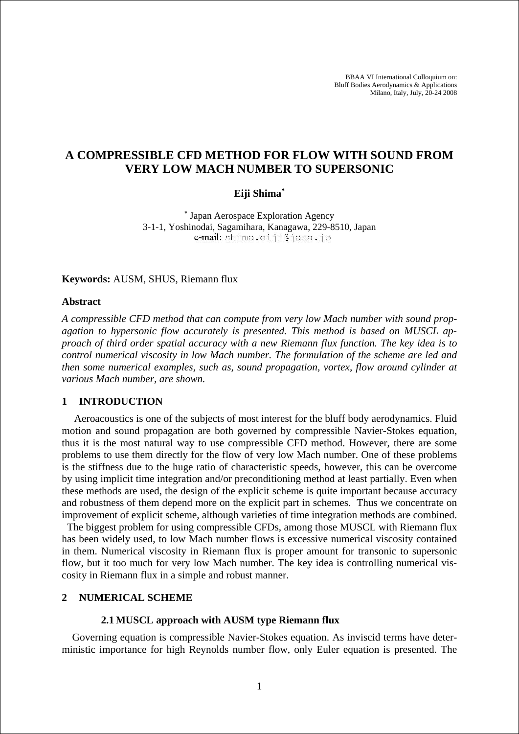# A COMPRESSIBLE CFD METHOD FOR FLOW WITH SOUND FROM VERY LOW MACH NUMBER TO SUPERSONIC

**Eiji Shima***

* Japan Aerospace Exploration Agency
3-1-1, Yoshinodai, Sagamihara, Kanagawa, 229-8510, Japan
e-mail: shima.eiji@jaxa.jp

**Keywords:** AUSM, SHUS, Riemann flux

## Abstract

*A compressible CFD method that can compute from very low Mach number with sound propagation to hypersonic flow accurately is presented. This method is based on MUSCL approach of third order spatial accuracy with a new Riemann flux function. The key idea is to control numerical viscosity in low Mach number. The formulation of the scheme are led and then some numerical examples, such as, sound propagation, vortex, flow around cylinder at various Mach number, are shown.*

## 1 INTRODUCTION

Aeroacoustics is one of the subjects of most interest for the bluff body aerodynamics. Fluid motion and sound propagation are both governed by compressible Navier-Stokes equation, thus it is the most natural way to use compressible CFD method. However, there are some problems to use them directly for the flow of very low Mach number. One of these problems is the stiffness due to the huge ratio of characteristic speeds, however, this can be overcome by using implicit time integration and/or preconditioning method at least partially. Even when these methods are used, the design of the explicit scheme is quite important because accuracy and robustness of them depend more on the explicit part in schemes. Thus we concentrate on improvement of explicit scheme, although varieties of time integration methods are combined.

The biggest problem for using compressible CFDs, among those MUSCL with Riemann flux has been widely used, to low Mach number flows is excessive numerical viscosity contained in them. Numerical viscosity in Riemann flux is proper amount for transonic to supersonic flow, but it too much for very low Mach number. The key idea is controlling numerical viscosity in Riemann flux in a simple and robust manner.

## 2 NUMERICAL SCHEME

### 2.1 MUSCL approach with AUSM type Riemann flux

Governing equation is compressible Navier-Stokes equation. As inviscid terms have deterministic importance for high Reynolds number flow, only Euler equation is presented. The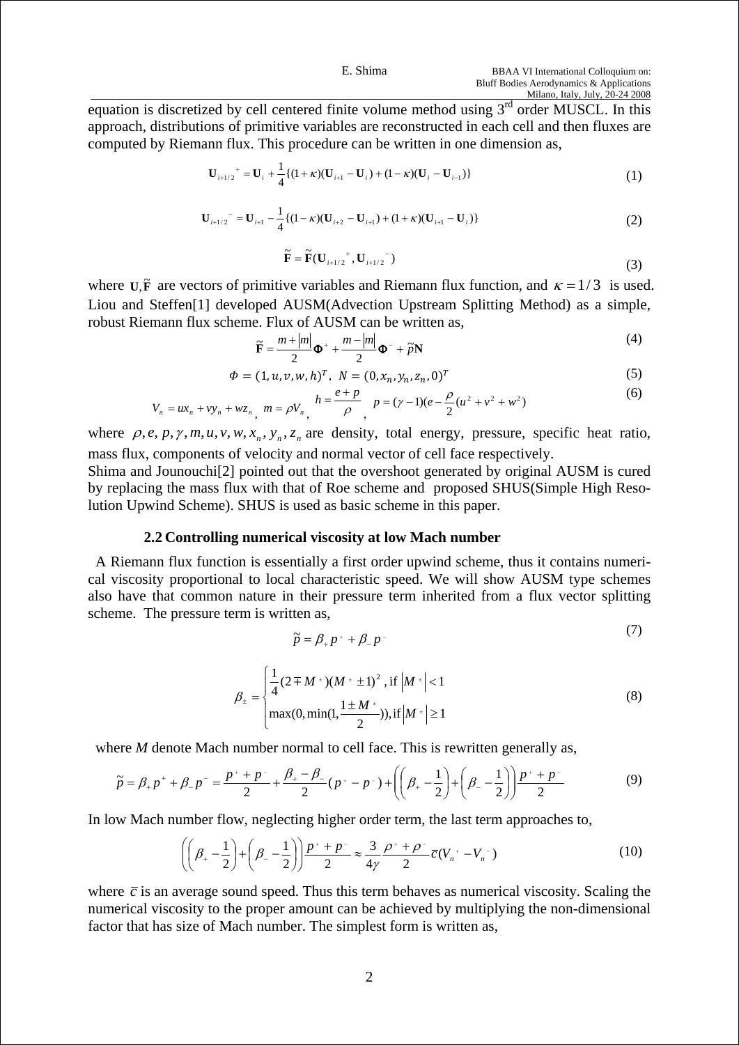equation is discretized by cell centered finite volume method using 3rd order MUSCL. In this approach, distributions of primitive variables are reconstructed in each cell and then fluxes are computed by Riemann flux. This procedure can be written in one dimension as,

$$\mathbf{U}_{i+1/2}{}^{+} = \mathbf{U}_i + \frac{1}{4}\{(1+\kappa)(\mathbf{U}_{i+1} - \mathbf{U}_i) + (1-\kappa)(\mathbf{U}_i - \mathbf{U}_{i-1})\} \tag{1}$$

$$\mathbf{U}_{i+1/2}{}^{-} = \mathbf{U}_{i+1} - \frac{1}{4}\{(1-\kappa)(\mathbf{U}_{i+2} - \mathbf{U}_{i+1}) + (1+\kappa)(\mathbf{U}_{i+1} - \mathbf{U}_i)\} \tag{2}$$

$$\tilde{\mathbf{F}} = \tilde{\mathbf{F}}(\mathbf{U}_{i+1/2}{}^{+}, \mathbf{U}_{i+1/2}{}^{-}) \tag{3}$$

where $\mathbf{U}, \tilde{\mathbf{F}}$ are vectors of primitive variables and Riemann flux function, and $\kappa = 1/3$ is used. Liou and Steffen[1] developed AUSM(Advection Upstream Splitting Method) as a simple, robust Riemann flux scheme. Flux of AUSM can be written as,

$$\tilde{\mathbf{F}} = \frac{m+|m|}{2}\mathbf{\Phi}^{+} + \frac{m-|m|}{2}\mathbf{\Phi}^{-} + \tilde{p}\mathbf{N} \tag{4}$$

$$\Phi = (1, u, v, w, h)^T, \; N = (0, x_n, y_n, z_n, 0)^T \tag{5}$$

$$V_n = ux_n + vy_n + wz_n, \; m = \rho V_n, \; h = \frac{e+p}{\rho}, \; p = (\gamma - 1)(e - \frac{\rho}{2}(u^2 + v^2 + w^2)) \tag{6}$$

where $\rho, e, p, \gamma, m, u, v, w, x_n, y_n, z_n$ are density, total energy, pressure, specific heat ratio, mass flux, components of velocity and normal vector of cell face respectively.

Shima and Jounouchi[2] pointed out that the overshoot generated by original AUSM is cured by replacing the mass flux with that of Roe scheme and proposed SHUS(Simple High Resolution Upwind Scheme). SHUS is used as basic scheme in this paper.

### 2.2 Controlling numerical viscosity at low Mach number

A Riemann flux function is essentially a first order upwind scheme, thus it contains numerical viscosity proportional to local characteristic speed. We will show AUSM type schemes also have that common nature in their pressure term inherited from a flux vector splitting scheme. The pressure term is written as,

$$\tilde{p} = \beta_{+} p^{+} + \beta_{-} p^{-} \tag{7}$$

$$\beta_{\pm} = \begin{cases} \frac{1}{4}(2 \mp M^{\pm})(M^{\pm} \pm 1)^2, \text{ if } |M^{\pm}| < 1 \\ \max(0, \min(1, \frac{1 \pm M^{\pm}}{2})), \text{if } |M^{\pm}| \geq 1 \end{cases} \tag{8}$$

where $M$ denote Mach number normal to cell face. This is rewritten generally as,

$$\tilde{p} = \beta_{+} p^{+} + \beta_{-} p^{-} = \frac{p^{+} + p^{-}}{2} + \frac{\beta_{+} - \beta_{-}}{2}(p^{+} - p^{-}) + \left(\left(\beta_{+} - \frac{1}{2}\right) + \left(\beta_{-} - \frac{1}{2}\right)\right)\frac{p^{+} + p^{-}}{2} \tag{9}$$

In low Mach number flow, neglecting higher order term, the last term approaches to,

$$\left(\left(\beta_{+} - \frac{1}{2}\right) + \left(\beta_{-} - \frac{1}{2}\right)\right)\frac{p^{+} + p^{-}}{2} \approx \frac{3}{4\gamma}\frac{\rho^{+} + \rho^{-}}{2}\bar{c}(V_n{}^{+} - V_n{}^{-}) \tag{10}$$

where $\bar{c}$ is an average sound speed. Thus this term behaves as numerical viscosity. Scaling the numerical viscosity to the proper amount can be achieved by multiplying the non-dimensional factor that has size of Mach number. The simplest form is written as,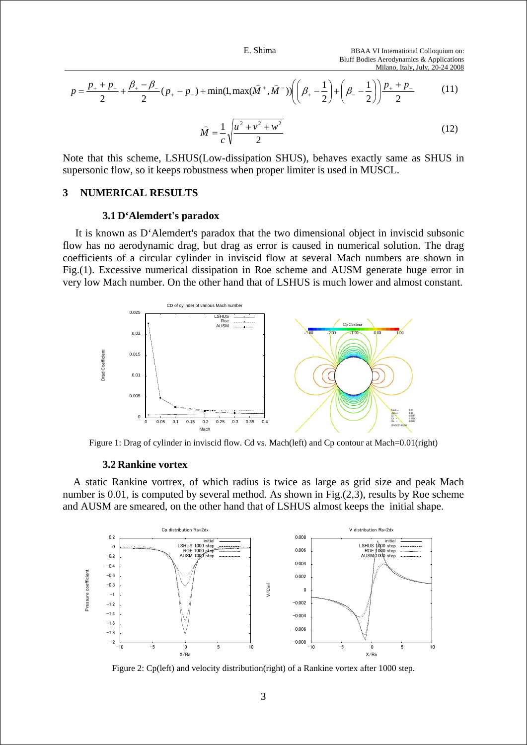$$p = \frac{p_+ + p_-}{2} + \frac{\beta_+ - \beta_-}{2}(p_+ - p_-) + \min(1, \max(\widehat{M}^+, \widehat{M}^-))\left(\left(\beta_+ - \frac{1}{2}\right) + \left(\beta_- - \frac{1}{2}\right)\right)\frac{p_+ + p_-}{2} \tag{11}$$

$$\widehat{M} = \frac{1}{c}\sqrt{\frac{u^2 + v^2 + w^2}{2}} \tag{12}$$

Note that this scheme, LSHUS(Low-dissipation SHUS), behaves exactly same as SHUS in supersonic flow, so it keeps robustness when proper limiter is used in MUSCL.

## 3 NUMERICAL RESULTS

### 3.1 D'Alemdert's paradox

It is known as D'Alemdert's paradox that the two dimensional object in inviscid subsonic flow has no aerodynamic drag, but drag as error is caused in numerical solution. The drag coefficients of a circular cylinder in inviscid flow at several Mach numbers are shown in Fig.(1). Excessive numerical dissipation in Roe scheme and AUSM generate huge error in very low Mach number. On the other hand that of LSHUS is much lower and almost constant.

Figure 1: Drag of cylinder in inviscid flow. Cd vs. Mach(left) and Cp contour at Mach=0.01(right)

### 3.2 Rankine vortex

A static Rankine vortrex, of which radius is twice as large as grid size and peak Mach number is 0.01, is computed by several method. As shown in Fig.(2,3), results by Roe scheme and AUSM are smeared, on the other hand that of LSHUS almost keeps the initial shape.

Figure 2: Cp(left) and velocity distribution(right) of a Rankine vortex after 1000 step.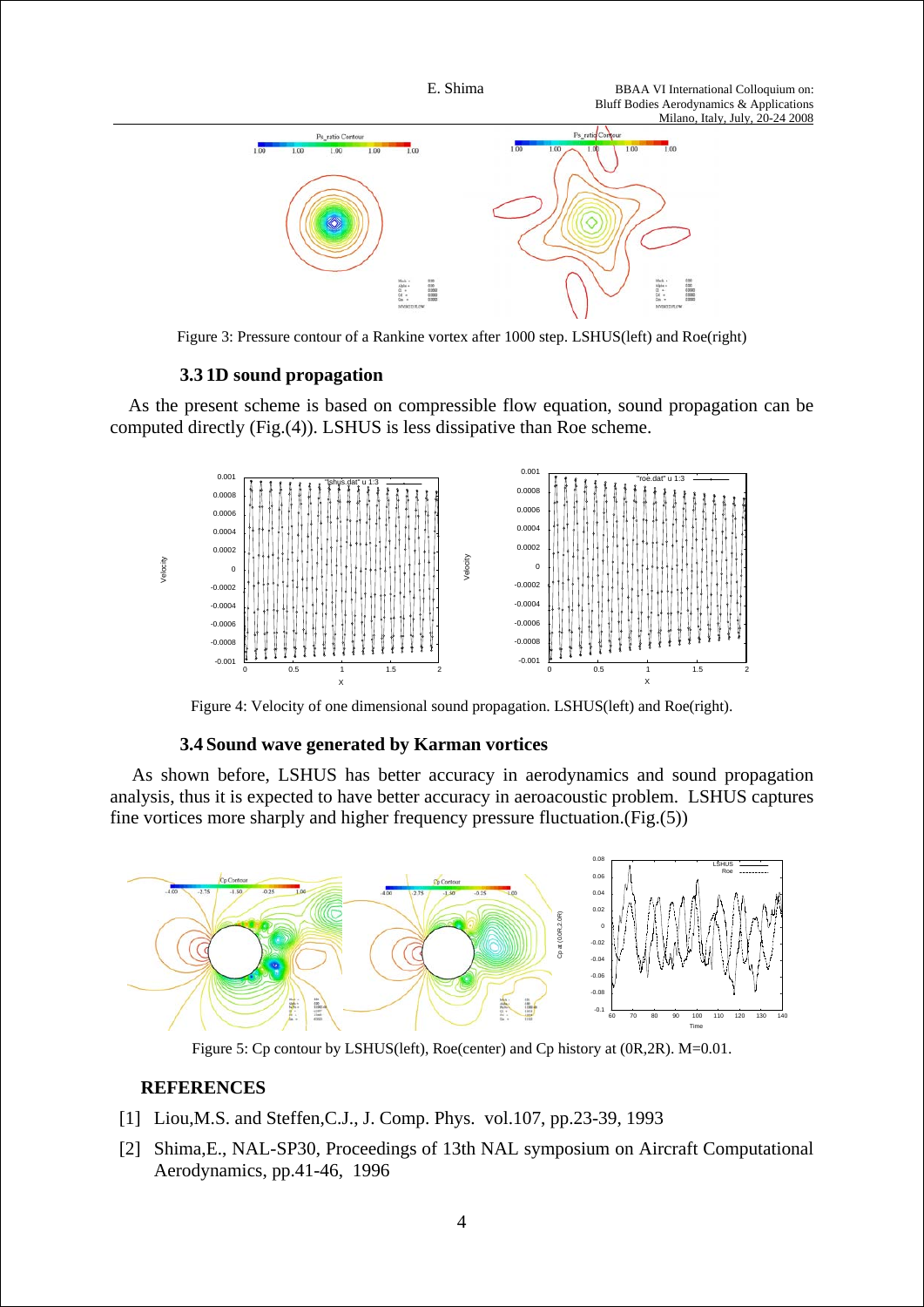Ps_ratio Contour
1.00 1.00 1.00 1.00 1.00

Ps_ratio Contour
1.00 1.00 1.00 1.00 1.00

Figure 3: Pressure contour of a Rankine vortex after 1000 step. LSHUS(left) and Roe(right)

### 3.3 1D sound propagation

As the present scheme is based on compressible flow equation, sound propagation can be computed directly (Fig.(4)). LSHUS is less dissipative than Roe scheme.

"lshus.dat" u 1:3
Velocity
0.001
0.0008
0.0006
0.0004
0.0002
0
-0.0002
-0.0004
-0.0006
-0.0008
-0.001
0 0.5 1 1.5 2
x

"roe.dat" u 1:3
Velocity
0.001
0.0008
0.0006
0.0004
0.0002
0
-0.0002
-0.0004
-0.0006
-0.0008
-0.001
0 0.5 1 1.5 2
x

Figure 4: Velocity of one dimensional sound propagation. LSHUS(left) and Roe(right).

### 3.4 Sound wave generated by Karman vortices

As shown before, LSHUS has better accuracy in aerodynamics and sound propagation analysis, thus it is expected to have better accuracy in aeroacoustic problem. LSHUS captures fine vortices more sharply and higher frequency pressure fluctuation.(Fig.(5))

Cp Contour
-4.00 -2.75 -1.50 -0.25 1.00

Cp Contour
-4.00 -2.75 -1.50 -0.25 1.00

LSHUS
Roe
Cp at (0.0R,2.0R)
0.08
0.06
0.04
0.02
0
-0.02
-0.04
-0.06
-0.08
-0.1
60 70 80 90 100 110 120 130 140
Time

Figure 5: Cp contour by LSHUS(left), Roe(center) and Cp history at (0R,2R). M=0.01.

## REFERENCES

[1] Liou,M.S. and Steffen,C.J., J. Comp. Phys. vol.107, pp.23-39, 1993

[2] Shima,E., NAL-SP30, Proceedings of 13th NAL symposium on Aircraft Computational Aerodynamics, pp.41-46, 1996